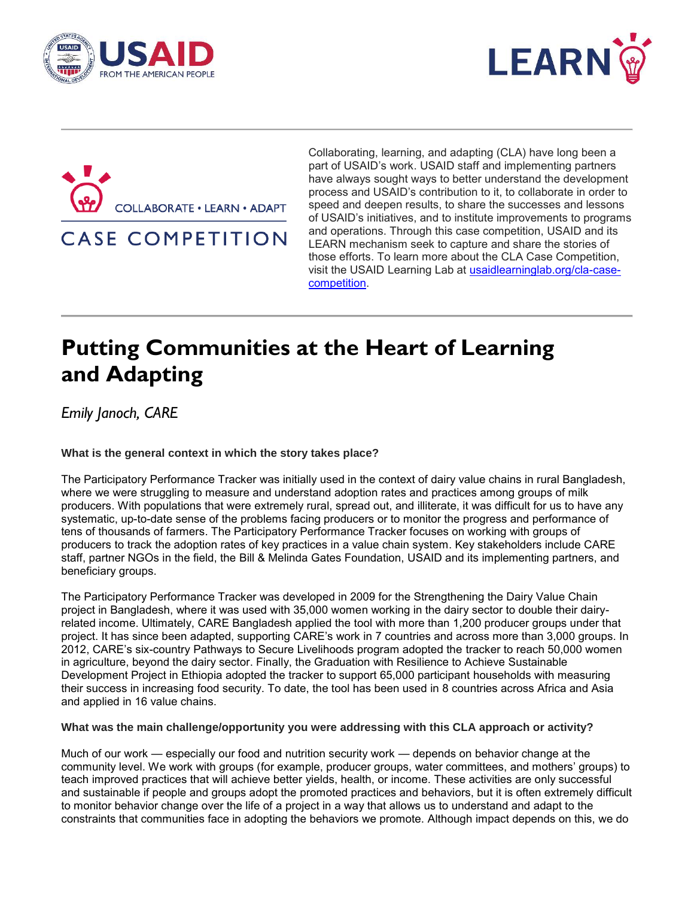COLLABORATE • LEARN • ADAPT

CASE COMPETITION

Collaborating, learning, and adapting (CLA) have long been a part of USAID's work. USAID staff and implementing partners have always sought ways to better understand the development process and USAID's contribution to it, to collaborate in order to speed and deepen results, to share the successes and lessons of USAID's initiatives, and to institute improvements to programs and operations. Through this case competition, USAID and its LEARN mechanism seek to capture and share the stories of those efforts. To learn more about the CLA Case Competition, visit the USAID Learning Lab at [usaidlearninglab.org/cla-case-competition](usaidlearninglab.org/cla-case-competition).

# Putting Communities at the Heart of Learning and Adapting

*Emily Janoch, CARE*

**What is the general context in which the story takes place?**

The Participatory Performance Tracker was initially used in the context of dairy value chains in rural Bangladesh, where we were struggling to measure and understand adoption rates and practices among groups of milk producers. With populations that were extremely rural, spread out, and illiterate, it was difficult for us to have any systematic, up-to-date sense of the problems facing producers or to monitor the progress and performance of tens of thousands of farmers. The Participatory Performance Tracker focuses on working with groups of producers to track the adoption rates of key practices in a value chain system. Key stakeholders include CARE staff, partner NGOs in the field, the Bill & Melinda Gates Foundation, USAID and its implementing partners, and beneficiary groups.

The Participatory Performance Tracker was developed in 2009 for the Strengthening the Dairy Value Chain project in Bangladesh, where it was used with 35,000 women working in the dairy sector to double their dairy-related income. Ultimately, CARE Bangladesh applied the tool with more than 1,200 producer groups under that project. It has since been adapted, supporting CARE's work in 7 countries and across more than 3,000 groups. In 2012, CARE's six-country Pathways to Secure Livelihoods program adopted the tracker to reach 50,000 women in agriculture, beyond the dairy sector. Finally, the Graduation with Resilience to Achieve Sustainable Development Project in Ethiopia adopted the tracker to support 65,000 participant households with measuring their success in increasing food security. To date, the tool has been used in 8 countries across Africa and Asia and applied in 16 value chains.

**What was the main challenge/opportunity you were addressing with this CLA approach or activity?**

Much of our work — especially our food and nutrition security work — depends on behavior change at the community level. We work with groups (for example, producer groups, water committees, and mothers' groups) to teach improved practices that will achieve better yields, health, or income. These activities are only successful and sustainable if people and groups adopt the promoted practices and behaviors, but it is often extremely difficult to monitor behavior change over the life of a project in a way that allows us to understand and adapt to the constraints that communities face in adopting the behaviors we promote. Although impact depends on this, we do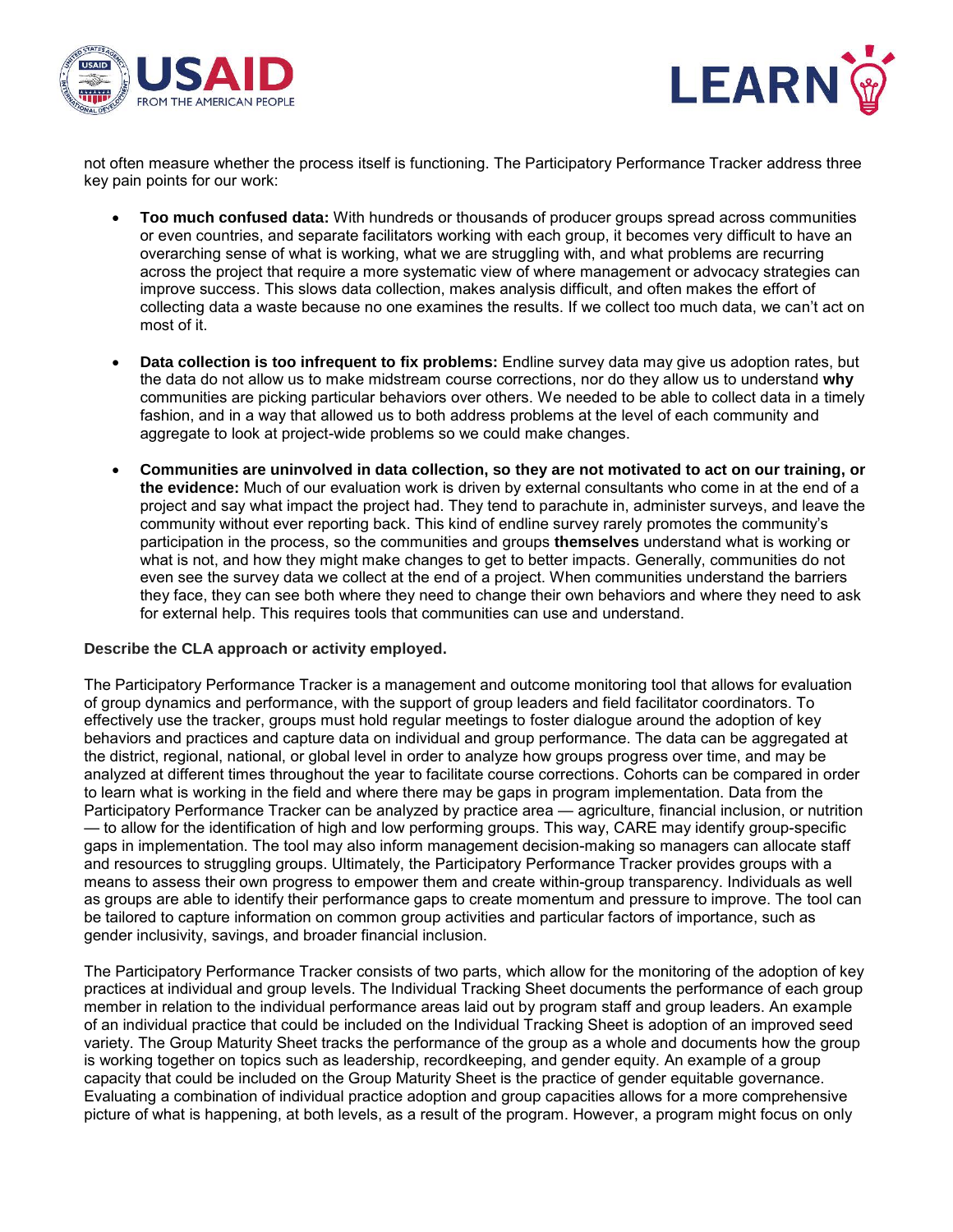not often measure whether the process itself is functioning. The Participatory Performance Tracker address three key pain points for our work:

- **Too much confused data:** With hundreds or thousands of producer groups spread across communities or even countries, and separate facilitators working with each group, it becomes very difficult to have an overarching sense of what is working, what we are struggling with, and what problems are recurring across the project that require a more systematic view of where management or advocacy strategies can improve success. This slows data collection, makes analysis difficult, and often makes the effort of collecting data a waste because no one examines the results. If we collect too much data, we can't act on most of it.

- **Data collection is too infrequent to fix problems:** Endline survey data may give us adoption rates, but the data do not allow us to make midstream course corrections, nor do they allow us to understand **why** communities are picking particular behaviors over others. We needed to be able to collect data in a timely fashion, and in a way that allowed us to both address problems at the level of each community and aggregate to look at project-wide problems so we could make changes.

- **Communities are uninvolved in data collection, so they are not motivated to act on our training, or the evidence:** Much of our evaluation work is driven by external consultants who come in at the end of a project and say what impact the project had. They tend to parachute in, administer surveys, and leave the community without ever reporting back. This kind of endline survey rarely promotes the community's participation in the process, so the communities and groups **themselves** understand what is working or what is not, and how they might make changes to get to better impacts. Generally, communities do not even see the survey data we collect at the end of a project. When communities understand the barriers they face, they can see both where they need to change their own behaviors and where they need to ask for external help. This requires tools that communities can use and understand.

**Describe the CLA approach or activity employed.**

The Participatory Performance Tracker is a management and outcome monitoring tool that allows for evaluation of group dynamics and performance, with the support of group leaders and field facilitator coordinators. To effectively use the tracker, groups must hold regular meetings to foster dialogue around the adoption of key behaviors and practices and capture data on individual and group performance. The data can be aggregated at the district, regional, national, or global level in order to analyze how groups progress over time, and may be analyzed at different times throughout the year to facilitate course corrections. Cohorts can be compared in order to learn what is working in the field and where there may be gaps in program implementation. Data from the Participatory Performance Tracker can be analyzed by practice area — agriculture, financial inclusion, or nutrition — to allow for the identification of high and low performing groups. This way, CARE may identify group-specific gaps in implementation. The tool may also inform management decision-making so managers can allocate staff and resources to struggling groups. Ultimately, the Participatory Performance Tracker provides groups with a means to assess their own progress to empower them and create within-group transparency. Individuals as well as groups are able to identify their performance gaps to create momentum and pressure to improve. The tool can be tailored to capture information on common group activities and particular factors of importance, such as gender inclusivity, savings, and broader financial inclusion.

The Participatory Performance Tracker consists of two parts, which allow for the monitoring of the adoption of key practices at individual and group levels. The Individual Tracking Sheet documents the performance of each group member in relation to the individual performance areas laid out by program staff and group leaders. An example of an individual practice that could be included on the Individual Tracking Sheet is adoption of an improved seed variety. The Group Maturity Sheet tracks the performance of the group as a whole and documents how the group is working together on topics such as leadership, recordkeeping, and gender equity. An example of a group capacity that could be included on the Group Maturity Sheet is the practice of gender equitable governance. Evaluating a combination of individual practice adoption and group capacities allows for a more comprehensive picture of what is happening, at both levels, as a result of the program. However, a program might focus on only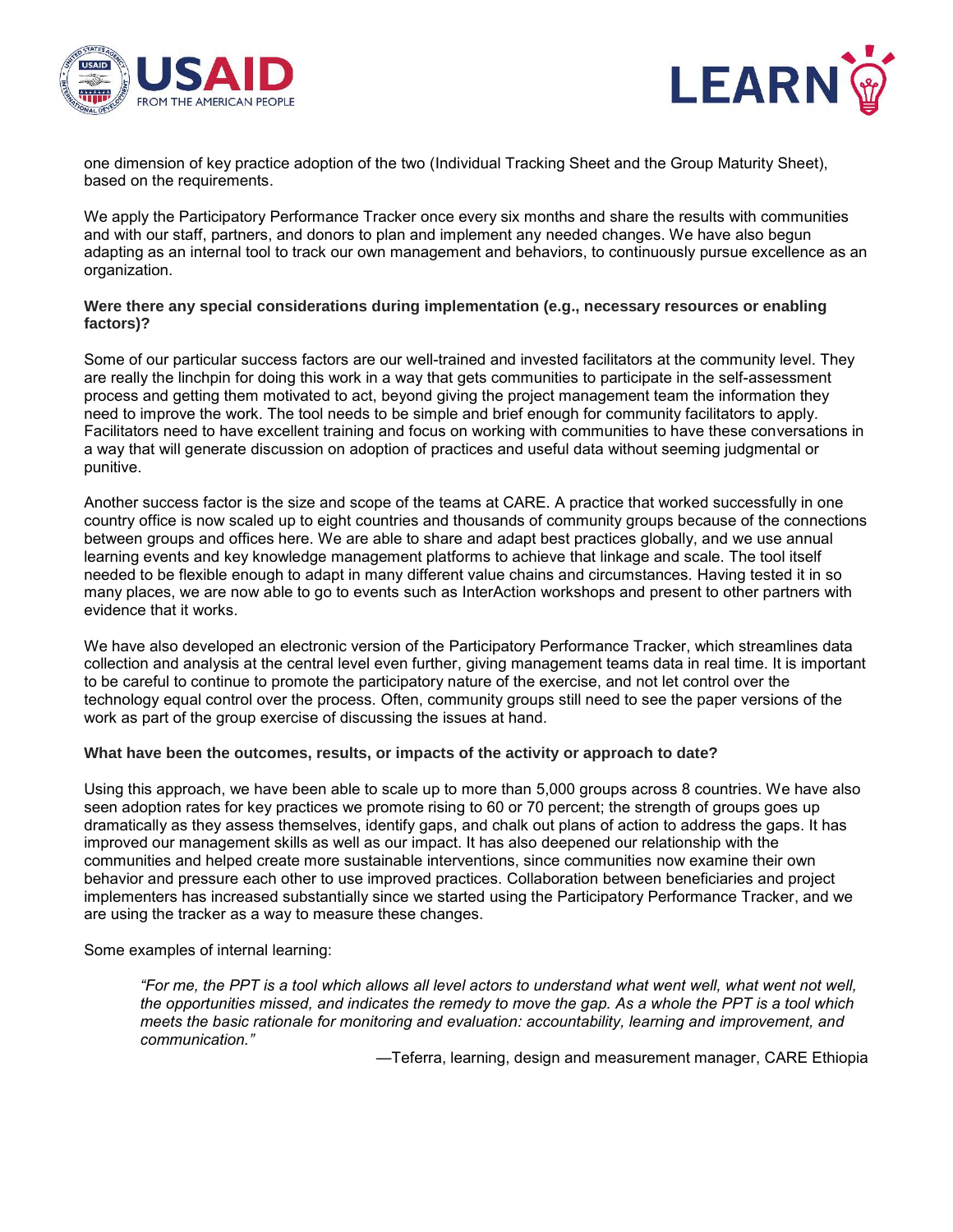one dimension of key practice adoption of the two (Individual Tracking Sheet and the Group Maturity Sheet), based on the requirements.

We apply the Participatory Performance Tracker once every six months and share the results with communities and with our staff, partners, and donors to plan and implement any needed changes. We have also begun adapting as an internal tool to track our own management and behaviors, to continuously pursue excellence as an organization.

**Were there any special considerations during implementation (e.g., necessary resources or enabling factors)?**

Some of our particular success factors are our well-trained and invested facilitators at the community level. They are really the linchpin for doing this work in a way that gets communities to participate in the self-assessment process and getting them motivated to act, beyond giving the project management team the information they need to improve the work. The tool needs to be simple and brief enough for community facilitators to apply. Facilitators need to have excellent training and focus on working with communities to have these conversations in a way that will generate discussion on adoption of practices and useful data without seeming judgmental or punitive.

Another success factor is the size and scope of the teams at CARE. A practice that worked successfully in one country office is now scaled up to eight countries and thousands of community groups because of the connections between groups and offices here. We are able to share and adapt best practices globally, and we use annual learning events and key knowledge management platforms to achieve that linkage and scale. The tool itself needed to be flexible enough to adapt in many different value chains and circumstances. Having tested it in so many places, we are now able to go to events such as InterAction workshops and present to other partners with evidence that it works.

We have also developed an electronic version of the Participatory Performance Tracker, which streamlines data collection and analysis at the central level even further, giving management teams data in real time. It is important to be careful to continue to promote the participatory nature of the exercise, and not let control over the technology equal control over the process. Often, community groups still need to see the paper versions of the work as part of the group exercise of discussing the issues at hand.

**What have been the outcomes, results, or impacts of the activity or approach to date?**

Using this approach, we have been able to scale up to more than 5,000 groups across 8 countries. We have also seen adoption rates for key practices we promote rising to 60 or 70 percent; the strength of groups goes up dramatically as they assess themselves, identify gaps, and chalk out plans of action to address the gaps. It has improved our management skills as well as our impact. It has also deepened our relationship with the communities and helped create more sustainable interventions, since communities now examine their own behavior and pressure each other to use improved practices. Collaboration between beneficiaries and project implementers has increased substantially since we started using the Participatory Performance Tracker, and we are using the tracker as a way to measure these changes.

Some examples of internal learning:

> *"For me, the PPT is a tool which allows all level actors to understand what went well, what went not well, the opportunities missed, and indicates the remedy to move the gap. As a whole the PPT is a tool which meets the basic rationale for monitoring and evaluation: accountability, learning and improvement, and communication."*
>
> —Teferra, learning, design and measurement manager, CARE Ethiopia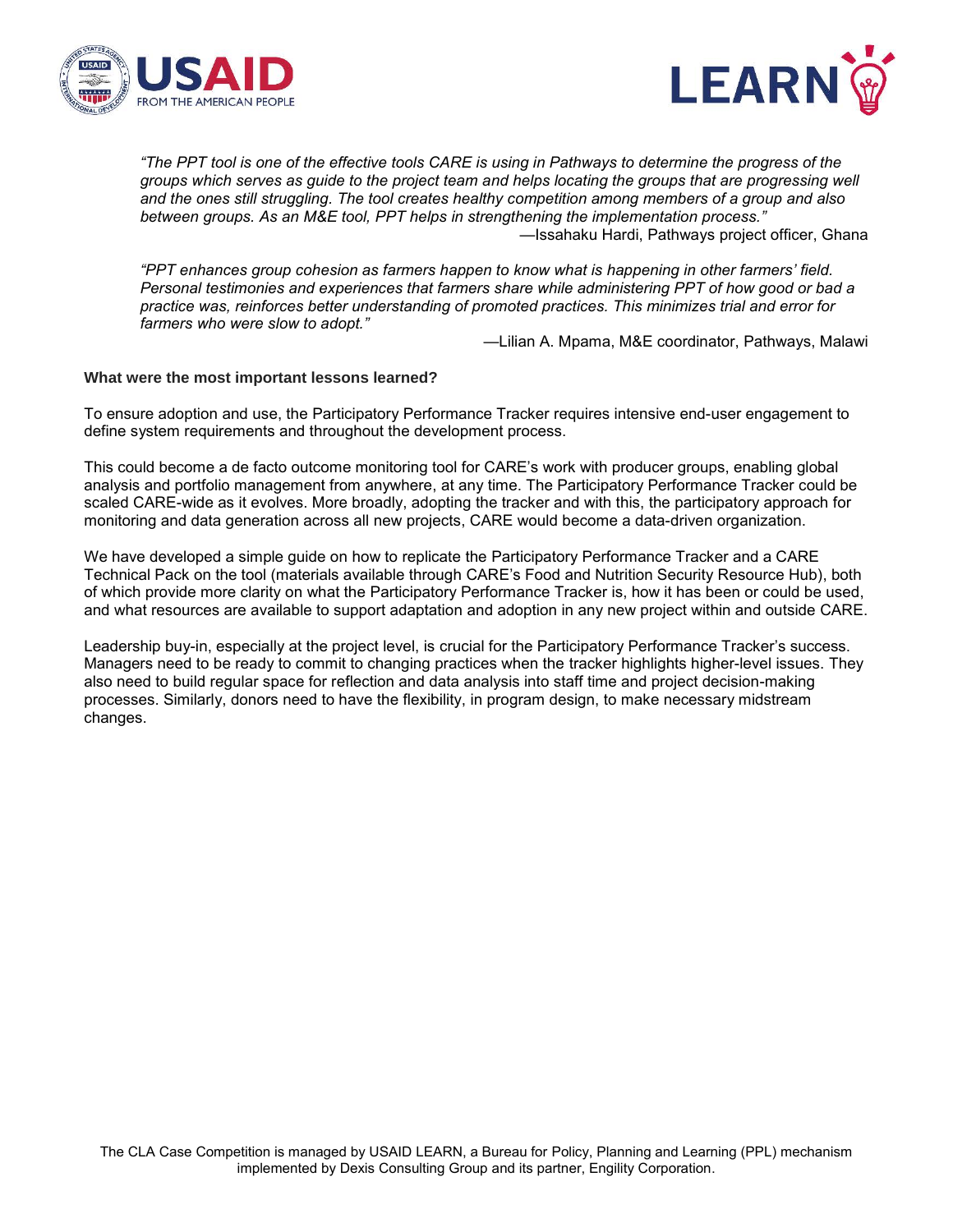*"The PPT tool is one of the effective tools CARE is using in Pathways to determine the progress of the groups which serves as guide to the project team and helps locating the groups that are progressing well and the ones still struggling. The tool creates healthy competition among members of a group and also between groups. As an M&E tool, PPT helps in strengthening the implementation process."*

—Issahaku Hardi, Pathways project officer, Ghana

*"PPT enhances group cohesion as farmers happen to know what is happening in other farmers' field. Personal testimonies and experiences that farmers share while administering PPT of how good or bad a practice was, reinforces better understanding of promoted practices. This minimizes trial and error for farmers who were slow to adopt."*

—Lilian A. Mpama, M&E coordinator, Pathways, Malawi

**What were the most important lessons learned?**

To ensure adoption and use, the Participatory Performance Tracker requires intensive end-user engagement to define system requirements and throughout the development process.

This could become a de facto outcome monitoring tool for CARE's work with producer groups, enabling global analysis and portfolio management from anywhere, at any time. The Participatory Performance Tracker could be scaled CARE-wide as it evolves. More broadly, adopting the tracker and with this, the participatory approach for monitoring and data generation across all new projects, CARE would become a data-driven organization.

We have developed a simple guide on how to replicate the Participatory Performance Tracker and a CARE Technical Pack on the tool (materials available through CARE's Food and Nutrition Security Resource Hub), both of which provide more clarity on what the Participatory Performance Tracker is, how it has been or could be used, and what resources are available to support adaptation and adoption in any new project within and outside CARE.

Leadership buy-in, especially at the project level, is crucial for the Participatory Performance Tracker's success. Managers need to be ready to commit to changing practices when the tracker highlights higher-level issues. They also need to build regular space for reflection and data analysis into staff time and project decision-making processes. Similarly, donors need to have the flexibility, in program design, to make necessary midstream changes.